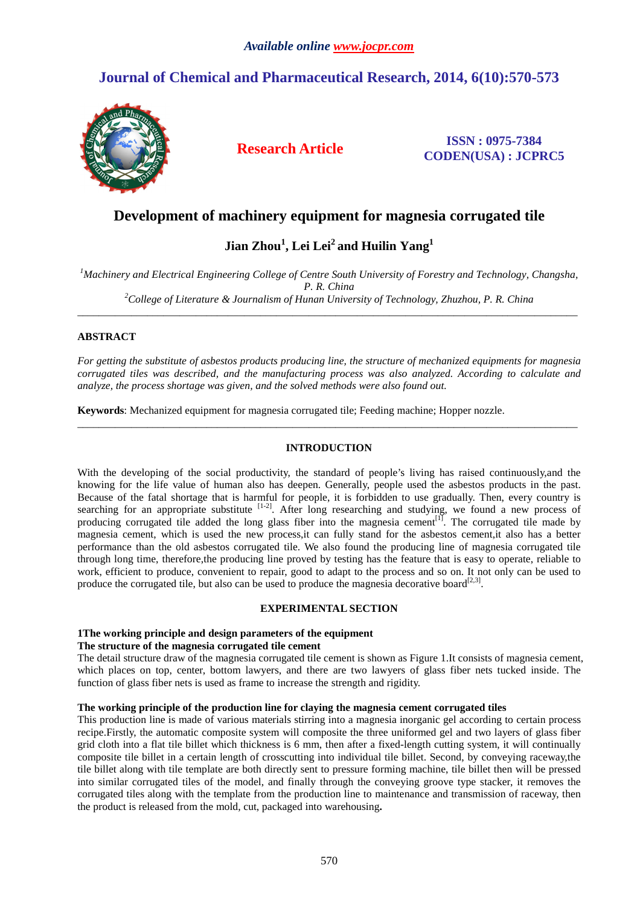*Available online www.jocpr.com*

# Journal of Chemical and Pharmaceutical Research, 2014, 6(10):570-573

**Research Article**

**ISSN : 0975-7384**
**CODEN(USA) : JCPRC5**

# Development of machinery equipment for magnesia corrugated tile

**Jian Zhou[1], Lei Lei[2] and Huilin Yang[1]**

*[1]Machinery and Electrical Engineering College of Centre South University of Forestry and Technology, Changsha, P. R. China*
*[2]College of Literature & Journalism of Hunan University of Technology, Zhuzhou, P. R. China*

---

## ABSTRACT

*For getting the substitute of asbestos products producing line, the structure of mechanized equipments for magnesia corrugated tiles was described, and the manufacturing process was also analyzed. According to calculate and analyze, the process shortage was given, and the solved methods were also found out.*

**Keywords**: Mechanized equipment for magnesia corrugated tile; Feeding machine; Hopper nozzle.

---

## INTRODUCTION

With the developing of the social productivity, the standard of people's living has raised continuously,and the knowing for the life value of human also has deepen. Generally, people used the asbestos products in the past. Because of the fatal shortage that is harmful for people, it is forbidden to use gradually. Then, every country is searching for an appropriate substitute [1-2]. After long researching and studying, we found a new process of producing corrugated tile added the long glass fiber into the magnesia cement[1]. The corrugated tile made by magnesia cement, which is used the new process,it can fully stand for the asbestos cement,it also has a better performance than the old asbestos corrugated tile. We also found the producing line of magnesia corrugated tile through long time, therefore,the producing line proved by testing has the feature that is easy to operate, reliable to work, efficient to produce, convenient to repair, good to adapt to the process and so on. It not only can be used to produce the corrugated tile, but also can be used to produce the magnesia decorative board[2,3].

## EXPERIMENTAL SECTION

### 1The working principle and design parameters of the equipment

**The structure of the magnesia corrugated tile cement**

The detail structure draw of the magnesia corrugated tile cement is shown as Figure 1.It consists of magnesia cement, which places on top, center, bottom lawyers, and there are two lawyers of glass fiber nets tucked inside. The function of glass fiber nets is used as frame to increase the strength and rigidity.

**The working principle of the production line for claying the magnesia cement corrugated tiles**

This production line is made of various materials stirring into a magnesia inorganic gel according to certain process recipe.Firstly, the automatic composite system will composite the three uniformed gel and two layers of glass fiber grid cloth into a flat tile billet which thickness is 6 mm, then after a fixed-length cutting system, it will continually composite tile billet in a certain length of crosscutting into individual tile billet. Second, by conveying raceway,the tile billet along with tile template are both directly sent to pressure forming machine, tile billet then will be pressed into similar corrugated tiles of the model, and finally through the conveying groove type stacker, it removes the corrugated tiles along with the template from the production line to maintenance and transmission of raceway, then the product is released from the mold, cut, packaged into warehousing**.**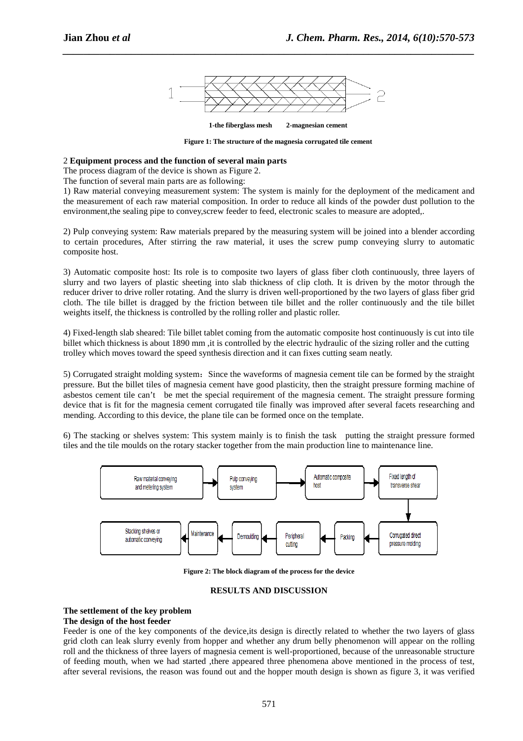1-the fiberglass mesh 2-magnesian cement

**Figure 1: The structure of the magnesia corrugated tile cement**

2 **Equipment process and the function of several main parts**

The process diagram of the device is shown as Figure 2.

The function of several main parts are as following:

1) Raw material conveying measurement system: The system is mainly for the deployment of the medicament and the measurement of each raw material composition. In order to reduce all kinds of the powder dust pollution to the environment,the sealing pipe to convey,screw feeder to feed, electronic scales to measure are adopted,.

2) Pulp conveying system: Raw materials prepared by the measuring system will be joined into a blender according to certain procedures, After stirring the raw material, it uses the screw pump conveying slurry to automatic composite host.

3) Automatic composite host: Its role is to composite two layers of glass fiber cloth continuously, three layers of slurry and two layers of plastic sheeting into slab thickness of clip cloth. It is driven by the motor through the reducer driver to drive roller rotating. And the slurry is driven well-proportioned by the two layers of glass fiber grid cloth. The tile billet is dragged by the friction between tile billet and the roller continuously and the tile billet weights itself, the thickness is controlled by the rolling roller and plastic roller.

4) Fixed-length slab sheared: Tile billet tablet coming from the automatic composite host continuously is cut into tile billet which thickness is about 1890 mm ,it is controlled by the electric hydraulic of the sizing roller and the cutting trolley which moves toward the speed synthesis direction and it can fixes cutting seam neatly.

5) Corrugated straight molding system：Since the waveforms of magnesia cement tile can be formed by the straight pressure. But the billet tiles of magnesia cement have good plasticity, then the straight pressure forming machine of asbestos cement tile can't be met the special requirement of the magnesia cement. The straight pressure forming device that is fit for the magnesia cement corrugated tile finally was improved after several facets researching and mending. According to this device, the plane tile can be formed once on the template.

6) The stacking or shelves system: This system mainly is to finish the task putting the straight pressure formed tiles and the tile moulds on the rotary stacker together from the main production line to maintenance line.

Raw material conveying and metering system → Pulp conveying system → Automatic composite host → Fixed length of transverse shear → Corrugated direct pressure molding → Packing → Peripheral cutting → Demoulding → Maintenance → Stacking shelves or automatic conveying

**Figure 2: The block diagram of the process for the device**

## RESULTS AND DISCUSSION

**The settlement of the key problem**

**The design of the host feeder**

Feeder is one of the key components of the device,its design is directly related to whether the two layers of glass grid cloth can leak slurry evenly from hopper and whether any drum belly phenomenon will appear on the rolling roll and the thickness of three layers of magnesia cement is well-proportioned, because of the unreasonable structure of feeding mouth, when we had started ,there appeared three phenomena above mentioned in the process of test, after several revisions, the reason was found out and the hopper mouth design is shown as figure 3, it was verified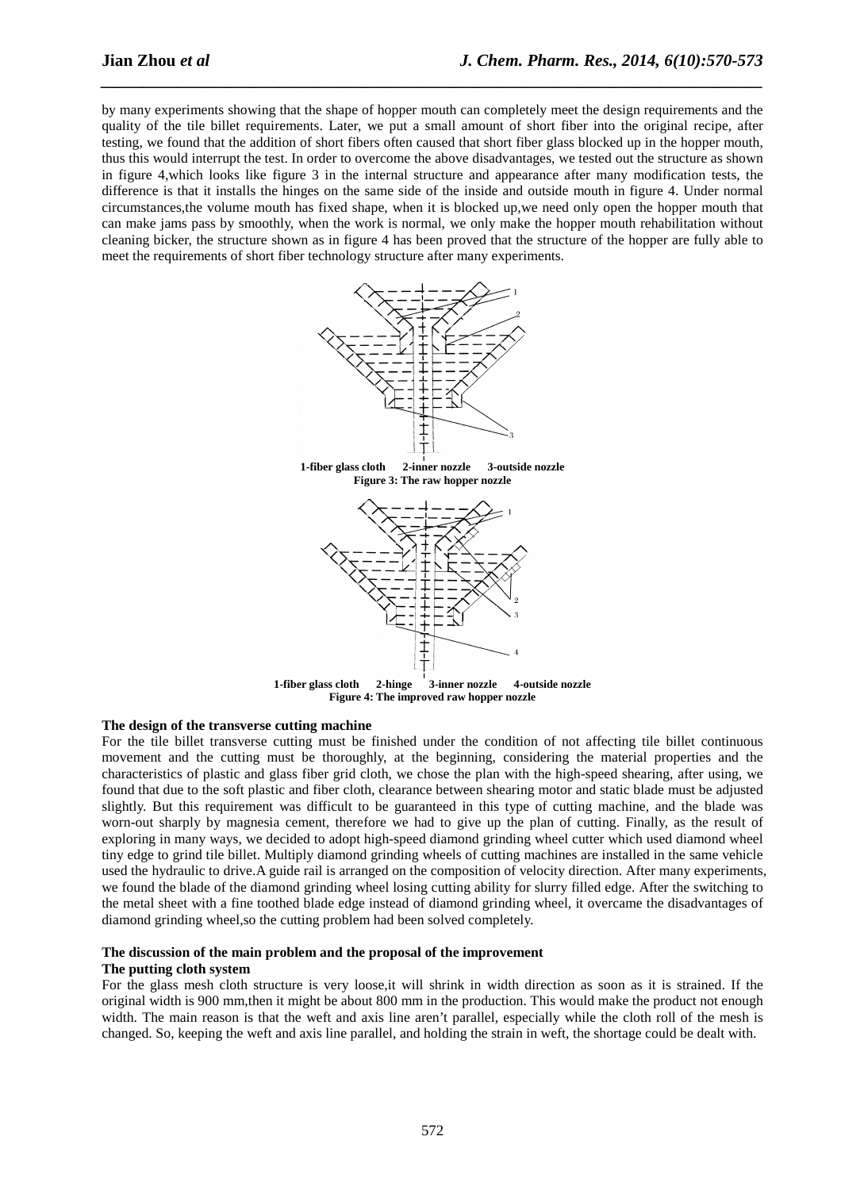by many experiments showing that the shape of hopper mouth can completely meet the design requirements and the quality of the tile billet requirements. Later, we put a small amount of short fiber into the original recipe, after testing, we found that the addition of short fibers often caused that short fiber glass blocked up in the hopper mouth, thus this would interrupt the test. In order to overcome the above disadvantages, we tested out the structure as shown in figure 4,which looks like figure 3 in the internal structure and appearance after many modification tests, the difference is that it installs the hinges on the same side of the inside and outside mouth in figure 4. Under normal circumstances,the volume mouth has fixed shape, when it is blocked up,we need only open the hopper mouth that can make jams pass by smoothly, when the work is normal, we only make the hopper mouth rehabilitation without cleaning bicker, the structure shown as in figure 4 has been proved that the structure of the hopper are fully able to meet the requirements of short fiber technology structure after many experiments.

**1-fiber glass cloth 2-inner nozzle 3-outside nozzle**

**Figure 3: The raw hopper nozzle**

**1-fiber glass cloth 2-hinge 3-inner nozzle 4-outside nozzle**

**Figure 4: The improved raw hopper nozzle**

**The design of the transverse cutting machine**

For the tile billet transverse cutting must be finished under the condition of not affecting tile billet continuous movement and the cutting must be thoroughly, at the beginning, considering the material properties and the characteristics of plastic and glass fiber grid cloth, we chose the plan with the high-speed shearing, after using, we found that due to the soft plastic and fiber cloth, clearance between shearing motor and static blade must be adjusted slightly. But this requirement was difficult to be guaranteed in this type of cutting machine, and the blade was worn-out sharply by magnesia cement, therefore we had to give up the plan of cutting. Finally, as the result of exploring in many ways, we decided to adopt high-speed diamond grinding wheel cutter which used diamond wheel tiny edge to grind tile billet. Multiply diamond grinding wheels of cutting machines are installed in the same vehicle used the hydraulic to drive.A guide rail is arranged on the composition of velocity direction. After many experiments, we found the blade of the diamond grinding wheel losing cutting ability for slurry filled edge. After the switching to the metal sheet with a fine toothed blade edge instead of diamond grinding wheel, it overcame the disadvantages of diamond grinding wheel,so the cutting problem had been solved completely.

**The discussion of the main problem and the proposal of the improvement**

**The putting cloth system**

For the glass mesh cloth structure is very loose,it will shrink in width direction as soon as it is strained. If the original width is 900 mm,then it might be about 800 mm in the production. This would make the product not enough width. The main reason is that the weft and axis line aren't parallel, especially while the cloth roll of the mesh is changed. So, keeping the weft and axis line parallel, and holding the strain in weft, the shortage could be dealt with.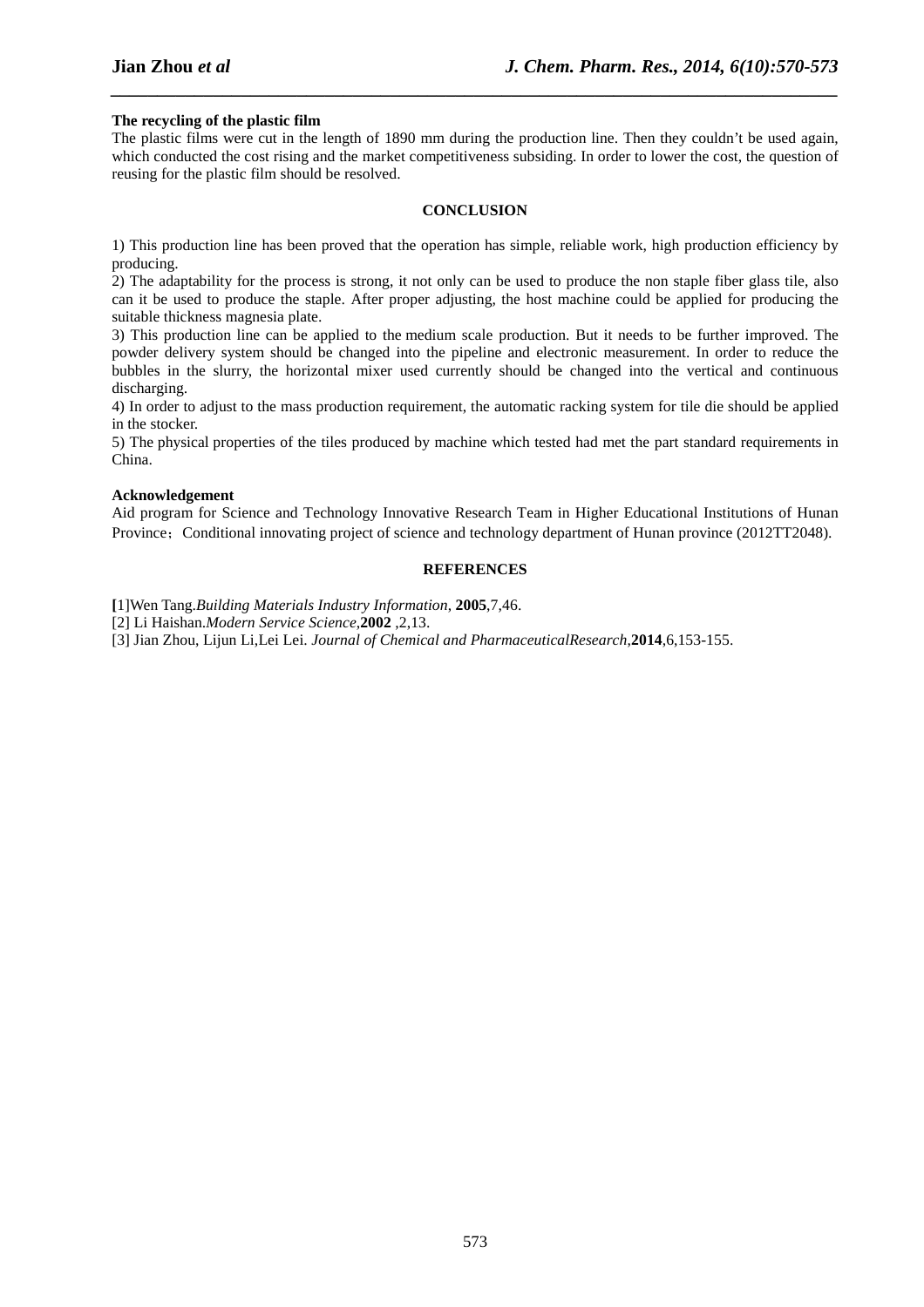**The recycling of the plastic film**

The plastic films were cut in the length of 1890 mm during the production line. Then they couldn't be used again, which conducted the cost rising and the market competitiveness subsiding. In order to lower the cost, the question of reusing for the plastic film should be resolved.

## CONCLUSION

1) This production line has been proved that the operation has simple, reliable work, high production efficiency by producing.
2) The adaptability for the process is strong, it not only can be used to produce the non staple fiber glass tile, also can it be used to produce the staple. After proper adjusting, the host machine could be applied for producing the suitable thickness magnesia plate.
3) This production line can be applied to the medium scale production. But it needs to be further improved. The powder delivery system should be changed into the pipeline and electronic measurement. In order to reduce the bubbles in the slurry, the horizontal mixer used currently should be changed into the vertical and continuous discharging.
4) In order to adjust to the mass production requirement, the automatic racking system for tile die should be applied in the stocker.
5) The physical properties of the tiles produced by machine which tested had met the part standard requirements in China.

**Acknowledgement**

Aid program for Science and Technology Innovative Research Team in Higher Educational Institutions of Hunan Province；Conditional innovating project of science and technology department of Hunan province (2012TT2048).

## REFERENCES

**[**1]Wen Tang.*Building Materials Industry Information*, **2005**,7,46.
[2] Li Haishan.*Modern Service Science*,**2002** ,2,13.
[3] Jian Zhou, Lijun Li,Lei Lei. *Journal of Chemical and PharmaceuticalResearch*,**2014**,6,153-155.